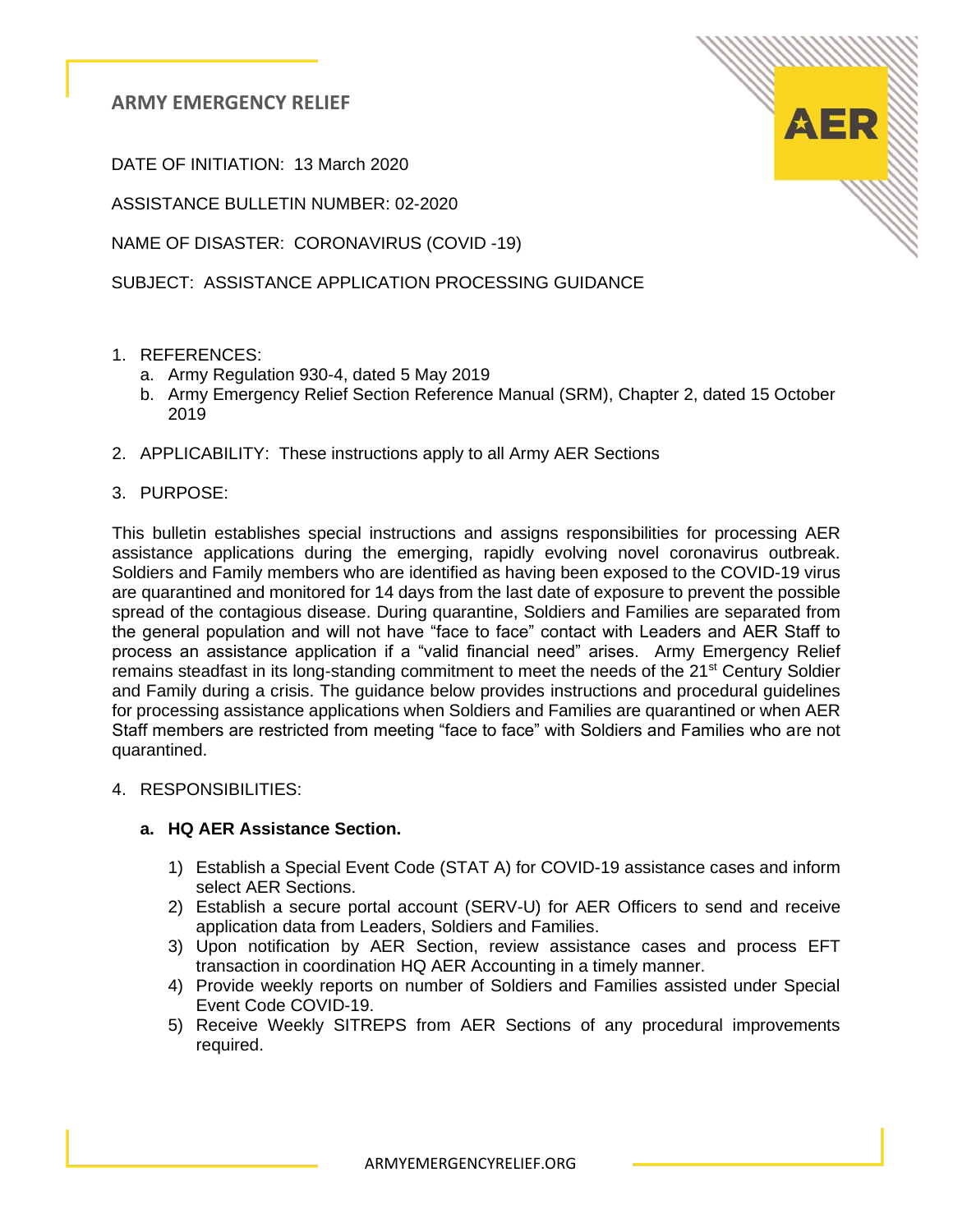# ARMY EMERGENCY RELIEF

DATE OF INITIATION: 13 March 2020

ASSISTANCE BULLETIN NUMBER: 02-2020

NAME OF DISASTER: CORONAVIRUS (COVID -19)

SUBJECT: ASSISTANCE APPLICATION PROCESSING GUIDANCE

1. REFERENCES:
   a. Army Regulation 930-4, dated 5 May 2019
   b. Army Emergency Relief Section Reference Manual (SRM), Chapter 2, dated 15 October 2019

2. APPLICABILITY: These instructions apply to all Army AER Sections

3. PURPOSE:

This bulletin establishes special instructions and assigns responsibilities for processing AER assistance applications during the emerging, rapidly evolving novel coronavirus outbreak. Soldiers and Family members who are identified as having been exposed to the COVID-19 virus are quarantined and monitored for 14 days from the last date of exposure to prevent the possible spread of the contagious disease. During quarantine, Soldiers and Families are separated from the general population and will not have "face to face" contact with Leaders and AER Staff to process an assistance application if a "valid financial need" arises. Army Emergency Relief remains steadfast in its long-standing commitment to meet the needs of the 21st Century Soldier and Family during a crisis. The guidance below provides instructions and procedural guidelines for processing assistance applications when Soldiers and Families are quarantined or when AER Staff members are restricted from meeting "face to face" with Soldiers and Families who are not quarantined.

4. RESPONSIBILITIES:

   **a. HQ AER Assistance Section.**

      1) Establish a Special Event Code (STAT A) for COVID-19 assistance cases and inform select AER Sections.
      2) Establish a secure portal account (SERV-U) for AER Officers to send and receive application data from Leaders, Soldiers and Families.
      3) Upon notification by AER Section, review assistance cases and process EFT transaction in coordination HQ AER Accounting in a timely manner.
      4) Provide weekly reports on number of Soldiers and Families assisted under Special Event Code COVID-19.
      5) Receive Weekly SITREPS from AER Sections of any procedural improvements required.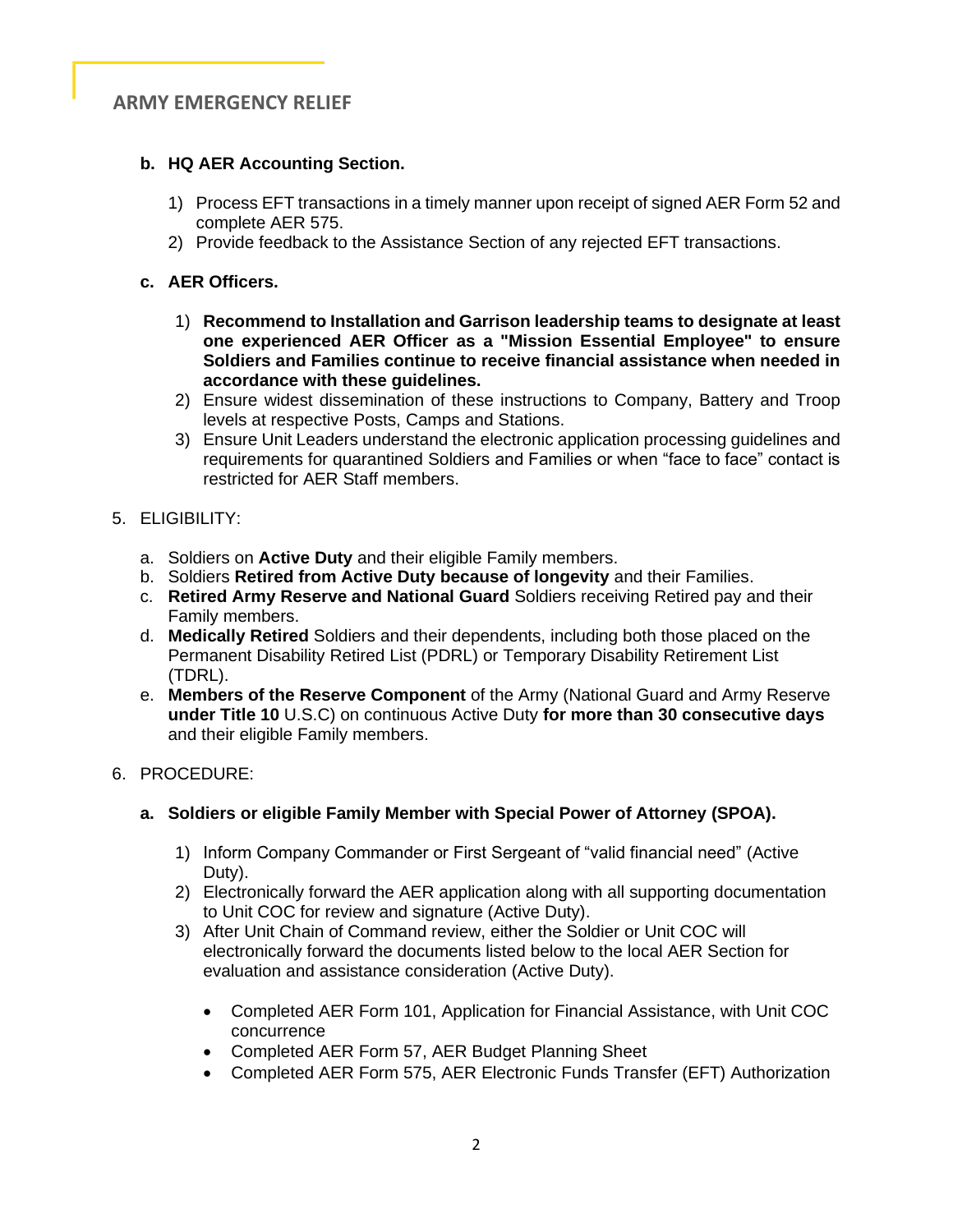**b. HQ AER Accounting Section.**

1) Process EFT transactions in a timely manner upon receipt of signed AER Form 52 and complete AER 575.
2) Provide feedback to the Assistance Section of any rejected EFT transactions.

**c. AER Officers.**

1) **Recommend to Installation and Garrison leadership teams to designate at least one experienced AER Officer as a "Mission Essential Employee" to ensure Soldiers and Families continue to receive financial assistance when needed in accordance with these guidelines.**
2) Ensure widest dissemination of these instructions to Company, Battery and Troop levels at respective Posts, Camps and Stations.
3) Ensure Unit Leaders understand the electronic application processing guidelines and requirements for quarantined Soldiers and Families or when "face to face" contact is restricted for AER Staff members.

5. ELIGIBILITY:

a. Soldiers on **Active Duty** and their eligible Family members.
b. Soldiers **Retired from Active Duty because of longevity** and their Families.
c. **Retired Army Reserve and National Guard** Soldiers receiving Retired pay and their Family members.
d. **Medically Retired** Soldiers and their dependents, including both those placed on the Permanent Disability Retired List (PDRL) or Temporary Disability Retirement List (TDRL).
e. **Members of the Reserve Component** of the Army (National Guard and Army Reserve **under Title 10** U.S.C) on continuous Active Duty **for more than 30 consecutive days** and their eligible Family members.

6. PROCEDURE:

**a. Soldiers or eligible Family Member with Special Power of Attorney (SPOA).**

1) Inform Company Commander or First Sergeant of "valid financial need" (Active Duty).
2) Electronically forward the AER application along with all supporting documentation to Unit COC for review and signature (Active Duty).
3) After Unit Chain of Command review, either the Soldier or Unit COC will electronically forward the documents listed below to the local AER Section for evaluation and assistance consideration (Active Duty).

   - Completed AER Form 101, Application for Financial Assistance, with Unit COC concurrence
   - Completed AER Form 57, AER Budget Planning Sheet
   - Completed AER Form 575, AER Electronic Funds Transfer (EFT) Authorization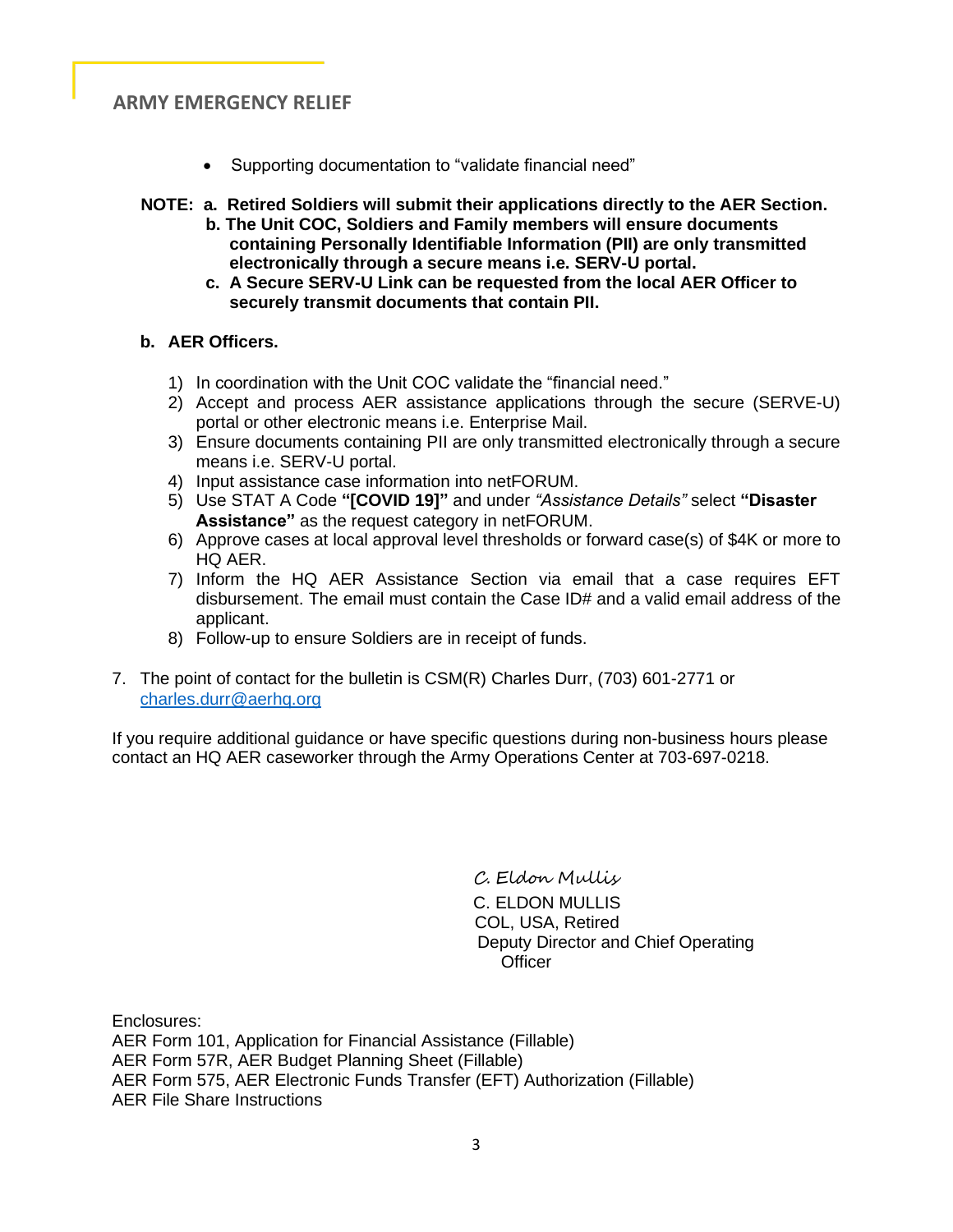- Supporting documentation to “validate financial need”

**NOTE: a. Retired Soldiers will submit their applications directly to the AER Section.**
**b. The Unit COC, Soldiers and Family members will ensure documents containing Personally Identifiable Information (PII) are only transmitted electronically through a secure means i.e. SERV-U portal.**
**c. A Secure SERV-U Link can be requested from the local AER Officer to securely transmit documents that contain PII.**

**b. AER Officers.**

1) In coordination with the Unit COC validate the “financial need.”
2) Accept and process AER assistance applications through the secure (SERVE-U) portal or other electronic means i.e. Enterprise Mail.
3) Ensure documents containing PII are only transmitted electronically through a secure means i.e. SERV-U portal.
4) Input assistance case information into netFORUM.
5) Use STAT A Code **“[COVID 19]”** and under *“Assistance Details”* select **“Disaster Assistance”** as the request category in netFORUM.
6) Approve cases at local approval level thresholds or forward case(s) of $4K or more to HQ AER.
7) Inform the HQ AER Assistance Section via email that a case requires EFT disbursement. The email must contain the Case ID# and a valid email address of the applicant.
8) Follow-up to ensure Soldiers are in receipt of funds.

7. The point of contact for the bulletin is CSM(R) Charles Durr, (703) 601-2771 or charles.durr@aerhq.org

If you require additional guidance or have specific questions during non-business hours please contact an HQ AER caseworker through the Army Operations Center at 703-697-0218.

*C. Eldon Mullis*
C. ELDON MULLIS
COL, USA, Retired
Deputy Director and Chief Operating Officer

Enclosures:
AER Form 101, Application for Financial Assistance (Fillable)
AER Form 57R, AER Budget Planning Sheet (Fillable)
AER Form 575, AER Electronic Funds Transfer (EFT) Authorization (Fillable)
AER File Share Instructions